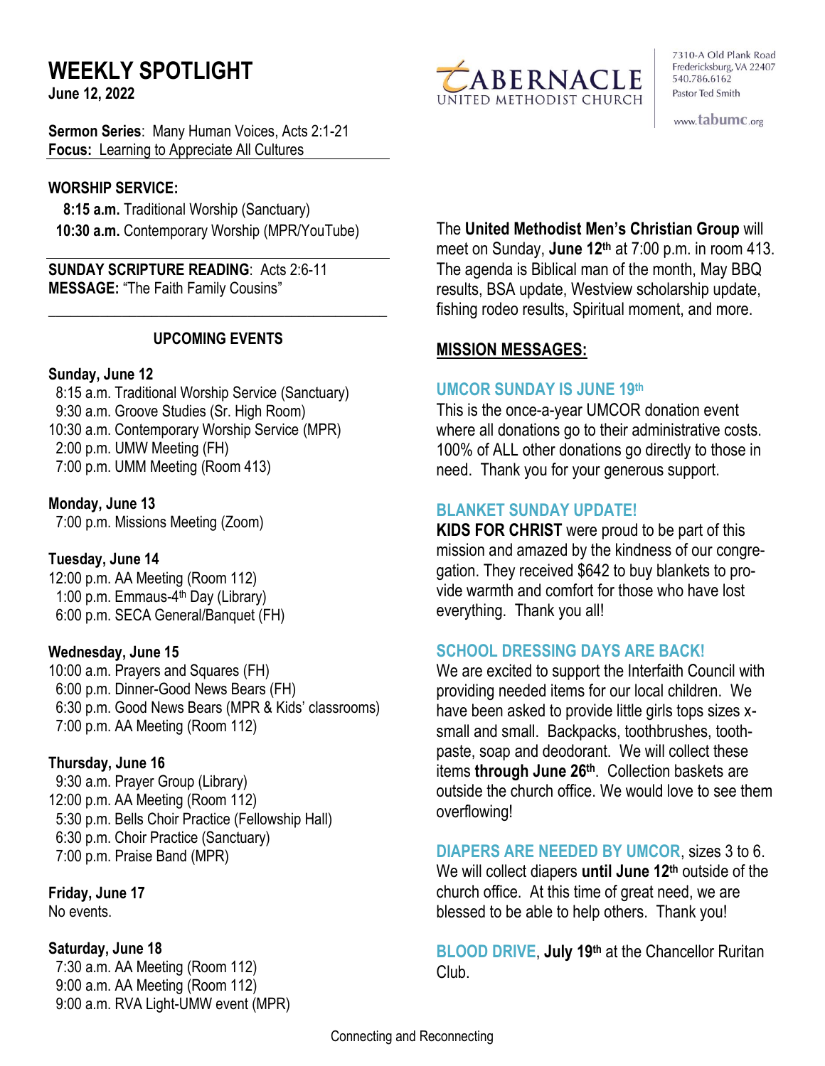# WEEKLY SPOTLIGHT

**June 12, 2022**

TABERNACLE UNITED METHODIST CHURCH

7310-A Old Plank Road
Fredericksburg, VA 22407
540.786.6162
Pastor Ted Smith

www.tabumc.org

**Sermon Series**: Many Human Voices, Acts 2:1-21
**Focus:** Learning to Appreciate All Cultures

**WORSHIP SERVICE:**

**8:15 a.m.** Traditional Worship (Sanctuary)
**10:30 a.m.** Contemporary Worship (MPR/YouTube)

**SUNDAY SCRIPTURE READING**: Acts 2:6-11
**MESSAGE:** "The Faith Family Cousins"

## UPCOMING EVENTS

**Sunday, June 12**
8:15 a.m. Traditional Worship Service (Sanctuary)
9:30 a.m. Groove Studies (Sr. High Room)
10:30 a.m. Contemporary Worship Service (MPR)
2:00 p.m. UMW Meeting (FH)
7:00 p.m. UMM Meeting (Room 413)

**Monday, June 13**
7:00 p.m. Missions Meeting (Zoom)

**Tuesday, June 14**
12:00 p.m. AA Meeting (Room 112)
1:00 p.m. Emmaus-4th Day (Library)
6:00 p.m. SECA General/Banquet (FH)

**Wednesday, June 15**
10:00 a.m. Prayers and Squares (FH)
6:00 p.m. Dinner-Good News Bears (FH)
6:30 p.m. Good News Bears (MPR & Kids' classrooms)
7:00 p.m. AA Meeting (Room 112)

**Thursday, June 16**
9:30 a.m. Prayer Group (Library)
12:00 p.m. AA Meeting (Room 112)
5:30 p.m. Bells Choir Practice (Fellowship Hall)
6:30 p.m. Choir Practice (Sanctuary)
7:00 p.m. Praise Band (MPR)

**Friday, June 17**
No events.

**Saturday, June 18**
7:30 a.m. AA Meeting (Room 112)
9:00 a.m. AA Meeting (Room 112)
9:00 a.m. RVA Light-UMW event (MPR)

The **United Methodist Men's Christian Group** will meet on Sunday, **June 12th** at 7:00 p.m. in room 413. The agenda is Biblical man of the month, May BBQ results, BSA update, Westview scholarship update, fishing rodeo results, Spiritual moment, and more.

## MISSION MESSAGES:

### UMCOR SUNDAY IS JUNE 19th

This is the once-a-year UMCOR donation event where all donations go to their administrative costs. 100% of ALL other donations go directly to those in need. Thank you for your generous support.

### BLANKET SUNDAY UPDATE!

**KIDS FOR CHRIST** were proud to be part of this mission and amazed by the kindness of our congregation. They received $642 to buy blankets to provide warmth and comfort for those who have lost everything. Thank you all!

### SCHOOL DRESSING DAYS ARE BACK!

We are excited to support the Interfaith Council with providing needed items for our local children. We have been asked to provide little girls tops sizes x-small and small. Backpacks, toothbrushes, toothpaste, soap and deodorant. We will collect these items **through June 26th**. Collection baskets are outside the church office. We would love to see them overflowing!

**DIAPERS ARE NEEDED BY UMCOR**, sizes 3 to 6. We will collect diapers **until June 12th** outside of the church office. At this time of great need, we are blessed to be able to help others. Thank you!

**BLOOD DRIVE**, **July 19th** at the Chancellor Ruritan Club.

Connecting and Reconnecting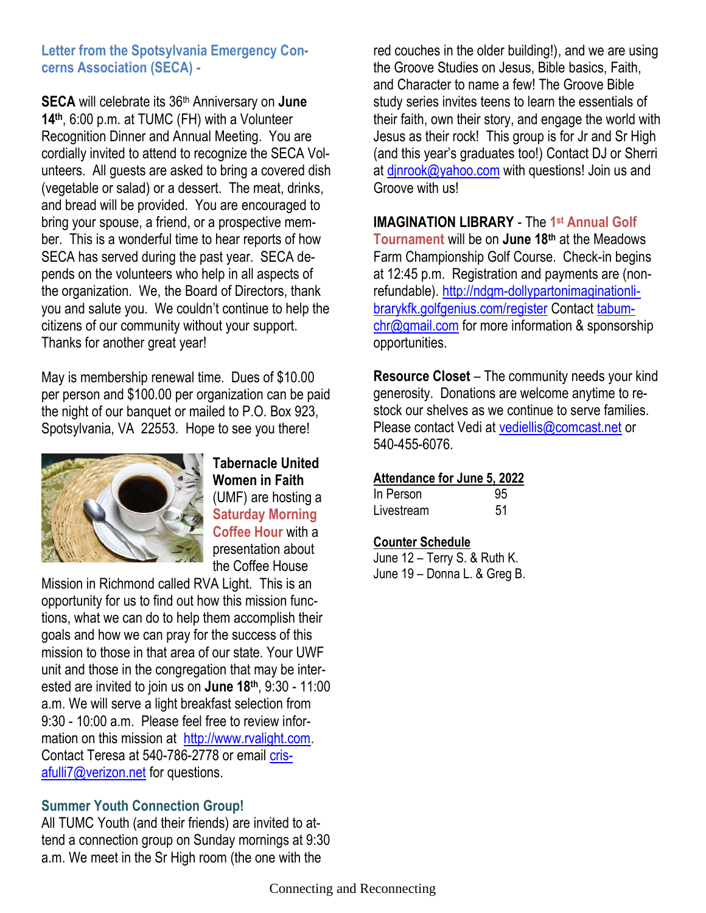## Letter from the Spotsylvania Emergency Concerns Association (SECA) -

**SECA** will celebrate its 36th Anniversary on **June 14th**, 6:00 p.m. at TUMC (FH) with a Volunteer Recognition Dinner and Annual Meeting. You are cordially invited to attend to recognize the SECA Volunteers. All guests are asked to bring a covered dish (vegetable or salad) or a dessert. The meat, drinks, and bread will be provided. You are encouraged to bring your spouse, a friend, or a prospective member. This is a wonderful time to hear reports of how SECA has served during the past year. SECA depends on the volunteers who help in all aspects of the organization. We, the Board of Directors, thank you and salute you. We couldn't continue to help the citizens of our community without your support. Thanks for another great year!

May is membership renewal time. Dues of $10.00 per person and $100.00 per organization can be paid the night of our banquet or mailed to P.O. Box 923, Spotsylvania, VA 22553. Hope to see you there!

**Tabernacle United Women in Faith** (UMF) are hosting a **Saturday Morning Coffee Hour** with a presentation about the Coffee House Mission in Richmond called RVA Light. This is an opportunity for us to find out how this mission functions, what we can do to help them accomplish their goals and how we can pray for the success of this mission to those in that area of our state. Your UWF unit and those in the congregation that may be interested are invited to join us on **June 18th**, 9:30 - 11:00 a.m. We will serve a light breakfast selection from 9:30 - 10:00 a.m. Please feel free to review information on this mission at http://www.rvalight.com. Contact Teresa at 540-786-2778 or email crisafulli7@verizon.net for questions.

## Summer Youth Connection Group!

All TUMC Youth (and their friends) are invited to attend a connection group on Sunday mornings at 9:30 a.m. We meet in the Sr High room (the one with the red couches in the older building!), and we are using the Groove Studies on Jesus, Bible basics, Faith, and Character to name a few! The Groove Bible study series invites teens to learn the essentials of their faith, own their story, and engage the world with Jesus as their rock! This group is for Jr and Sr High (and this year's graduates too!) Contact DJ or Sherri at djnrook@yahoo.com with questions! Join us and Groove with us!

**IMAGINATION LIBRARY** - The **1st Annual Golf Tournament** will be on **June 18th** at the Meadows Farm Championship Golf Course. Check-in begins at 12:45 p.m. Registration and payments are (non-refundable). http://ndgm-dollypartonimaginationlibrarykfk.golfgenius.com/register Contact tabumchr@gmail.com for more information & sponsorship opportunities.

**Resource Closet** – The community needs your kind generosity. Donations are welcome anytime to restock our shelves as we continue to serve families. Please contact Vedi at vediellis@comcast.net or 540-455-6076.

**Attendance for June 5, 2022**

| | |
|---|---|
| In Person | 95 |
| Livestream | 51 |

**Counter Schedule**

June 12 – Terry S. & Ruth K.
June 19 – Donna L. & Greg B.